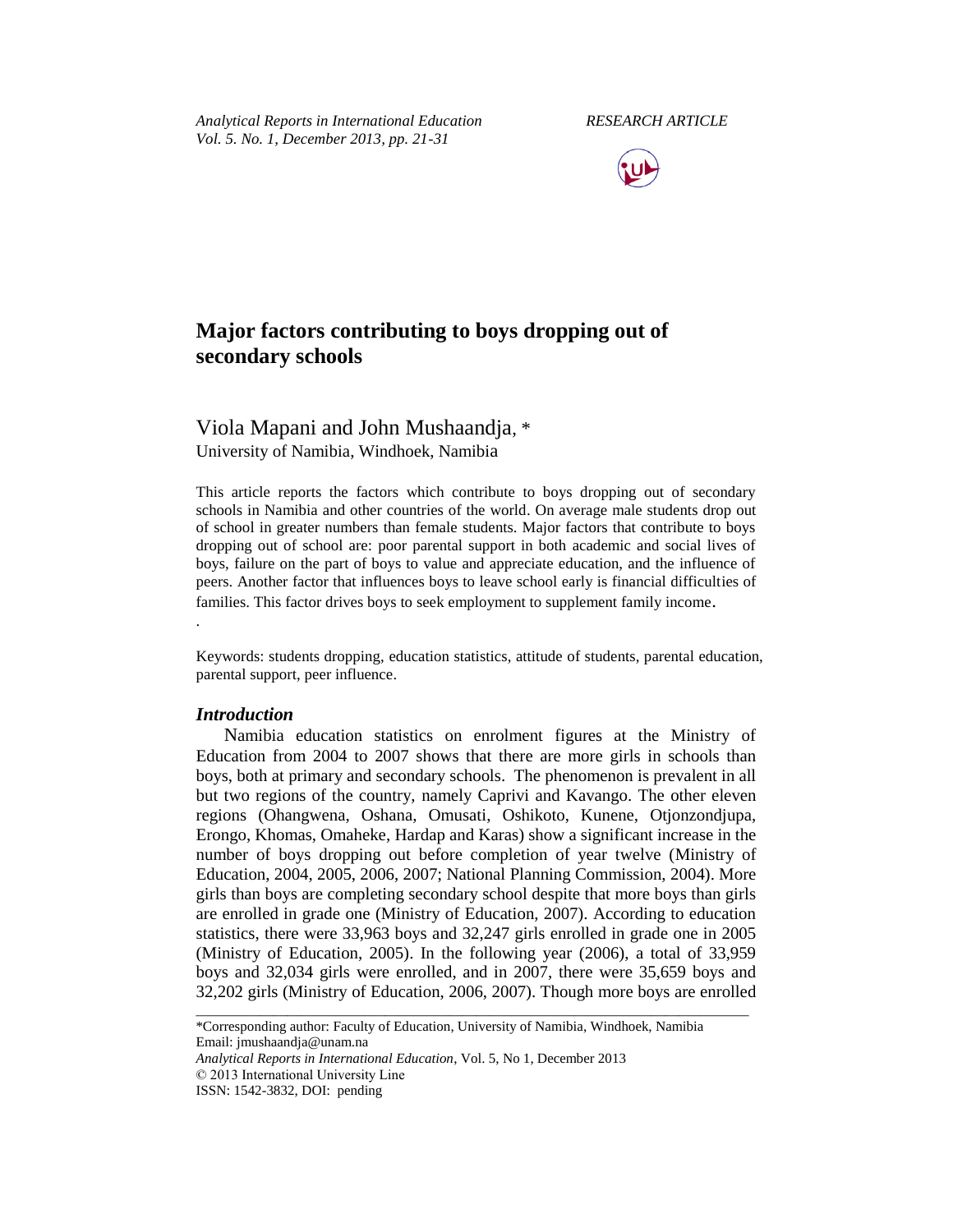# Major factors contributing to boys dropping out of secondary schools

Viola Mapani and John Mushaandja, *
University of Namibia, Windhoek, Namibia

This article reports the factors which contribute to boys dropping out of secondary schools in Namibia and other countries of the world. On average male students drop out of school in greater numbers than female students. Major factors that contribute to boys dropping out of school are: poor parental support in both academic and social lives of boys, failure on the part of boys to value and appreciate education, and the influence of peers. Another factor that influences boys to leave school early is financial difficulties of families. This factor drives boys to seek employment to supplement family income.

.

Keywords: students dropping, education statistics, attitude of students, parental education, parental support, peer influence.

## *Introduction*

Namibia education statistics on enrolment figures at the Ministry of Education from 2004 to 2007 shows that there are more girls in schools than boys, both at primary and secondary schools. The phenomenon is prevalent in all but two regions of the country, namely Caprivi and Kavango. The other eleven regions (Ohangwena, Oshana, Omusati, Oshikoto, Kunene, Otjonzondjupa, Erongo, Khomas, Omaheke, Hardap and Karas) show a significant increase in the number of boys dropping out before completion of year twelve (Ministry of Education, 2004, 2005, 2006, 2007; National Planning Commission, 2004). More girls than boys are completing secondary school despite that more boys than girls are enrolled in grade one (Ministry of Education, 2007). According to education statistics, there were 33,963 boys and 32,247 girls enrolled in grade one in 2005 (Ministry of Education, 2005). In the following year (2006), a total of 33,959 boys and 32,034 girls were enrolled, and in 2007, there were 35,659 boys and 32,202 girls (Ministry of Education, 2006, 2007). Though more boys are enrolled

---

*Corresponding author: Faculty of Education, University of Namibia, Windhoek, Namibia
Email: jmushaandja@unam.na
*Analytical Reports in International Education*, Vol. 5, No 1, December 2013
© 2013 International University Line
ISSN: 1542-3832, DOI: pending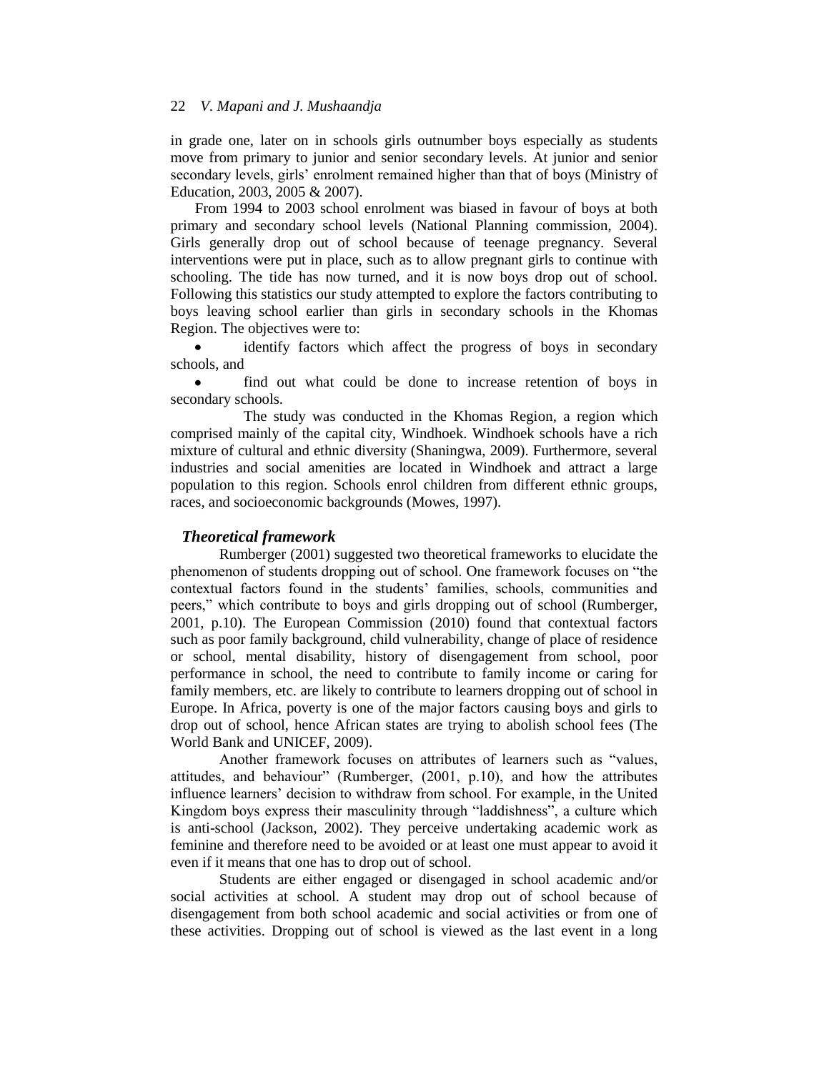in grade one, later on in schools girls outnumber boys especially as students move from primary to junior and senior secondary levels. At junior and senior secondary levels, girls' enrolment remained higher than that of boys (Ministry of Education, 2003, 2005 & 2007).

From 1994 to 2003 school enrolment was biased in favour of boys at both primary and secondary school levels (National Planning commission, 2004). Girls generally drop out of school because of teenage pregnancy. Several interventions were put in place, such as to allow pregnant girls to continue with schooling. The tide has now turned, and it is now boys drop out of school. Following this statistics our study attempted to explore the factors contributing to boys leaving school earlier than girls in secondary schools in the Khomas Region. The objectives were to:

- identify factors which affect the progress of boys in secondary schools, and
- find out what could be done to increase retention of boys in secondary schools.

The study was conducted in the Khomas Region, a region which comprised mainly of the capital city, Windhoek. Windhoek schools have a rich mixture of cultural and ethnic diversity (Shaningwa, 2009). Furthermore, several industries and social amenities are located in Windhoek and attract a large population to this region. Schools enrol children from different ethnic groups, races, and socioeconomic backgrounds (Mowes, 1997).

### *Theoretical framework*

Rumberger (2001) suggested two theoretical frameworks to elucidate the phenomenon of students dropping out of school. One framework focuses on "the contextual factors found in the students' families, schools, communities and peers," which contribute to boys and girls dropping out of school (Rumberger, 2001, p.10). The European Commission (2010) found that contextual factors such as poor family background, child vulnerability, change of place of residence or school, mental disability, history of disengagement from school, poor performance in school, the need to contribute to family income or caring for family members, etc. are likely to contribute to learners dropping out of school in Europe. In Africa, poverty is one of the major factors causing boys and girls to drop out of school, hence African states are trying to abolish school fees (The World Bank and UNICEF, 2009).

Another framework focuses on attributes of learners such as "values, attitudes, and behaviour" (Rumberger, (2001, p.10), and how the attributes influence learners' decision to withdraw from school. For example, in the United Kingdom boys express their masculinity through "laddishness", a culture which is anti-school (Jackson, 2002). They perceive undertaking academic work as feminine and therefore need to be avoided or at least one must appear to avoid it even if it means that one has to drop out of school.

Students are either engaged or disengaged in school academic and/or social activities at school. A student may drop out of school because of disengagement from both school academic and social activities or from one of these activities. Dropping out of school is viewed as the last event in a long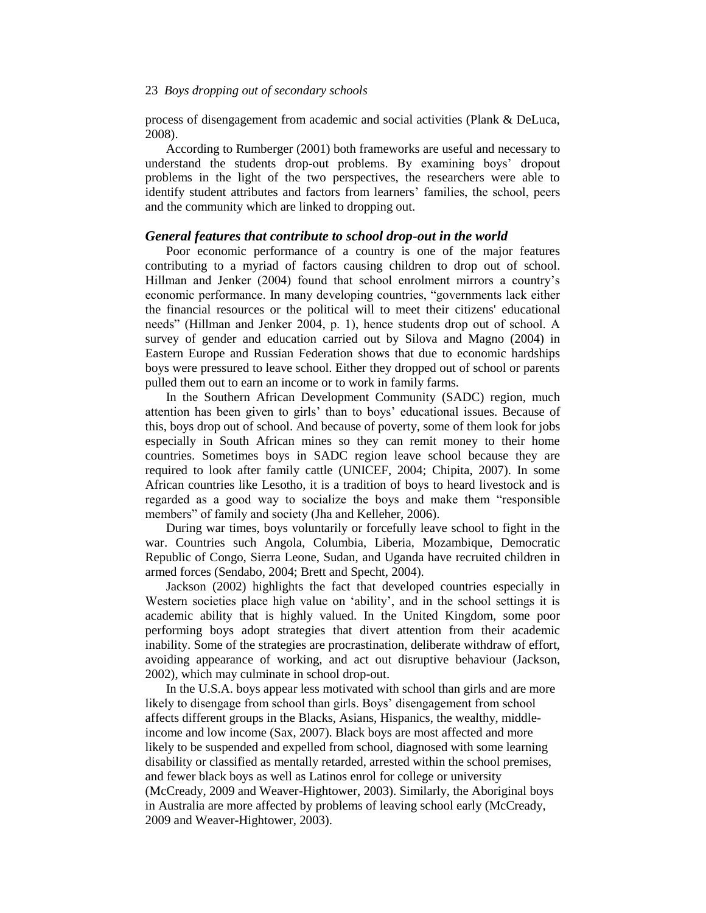process of disengagement from academic and social activities (Plank & DeLuca, 2008).

According to Rumberger (2001) both frameworks are useful and necessary to understand the students drop-out problems. By examining boys' dropout problems in the light of the two perspectives, the researchers were able to identify student attributes and factors from learners' families, the school, peers and the community which are linked to dropping out.

### *General features that contribute to school drop-out in the world*

Poor economic performance of a country is one of the major features contributing to a myriad of factors causing children to drop out of school. Hillman and Jenker (2004) found that school enrolment mirrors a country's economic performance. In many developing countries, "governments lack either the financial resources or the political will to meet their citizens' educational needs" (Hillman and Jenker 2004, p. 1), hence students drop out of school. A survey of gender and education carried out by Silova and Magno (2004) in Eastern Europe and Russian Federation shows that due to economic hardships boys were pressured to leave school. Either they dropped out of school or parents pulled them out to earn an income or to work in family farms.

In the Southern African Development Community (SADC) region, much attention has been given to girls' than to boys' educational issues. Because of this, boys drop out of school. And because of poverty, some of them look for jobs especially in South African mines so they can remit money to their home countries. Sometimes boys in SADC region leave school because they are required to look after family cattle (UNICEF, 2004; Chipita, 2007). In some African countries like Lesotho, it is a tradition of boys to heard livestock and is regarded as a good way to socialize the boys and make them "responsible members" of family and society (Jha and Kelleher, 2006).

During war times, boys voluntarily or forcefully leave school to fight in the war. Countries such Angola, Columbia, Liberia, Mozambique, Democratic Republic of Congo, Sierra Leone, Sudan, and Uganda have recruited children in armed forces (Sendabo, 2004; Brett and Specht, 2004).

Jackson (2002) highlights the fact that developed countries especially in Western societies place high value on 'ability', and in the school settings it is academic ability that is highly valued. In the United Kingdom, some poor performing boys adopt strategies that divert attention from their academic inability. Some of the strategies are procrastination, deliberate withdraw of effort, avoiding appearance of working, and act out disruptive behaviour (Jackson, 2002), which may culminate in school drop-out.

In the U.S.A. boys appear less motivated with school than girls and are more likely to disengage from school than girls. Boys' disengagement from school affects different groups in the Blacks, Asians, Hispanics, the wealthy, middle-income and low income (Sax, 2007). Black boys are most affected and more likely to be suspended and expelled from school, diagnosed with some learning disability or classified as mentally retarded, arrested within the school premises, and fewer black boys as well as Latinos enrol for college or university (McCready, 2009 and Weaver-Hightower, 2003). Similarly, the Aboriginal boys in Australia are more affected by problems of leaving school early (McCready, 2009 and Weaver-Hightower, 2003).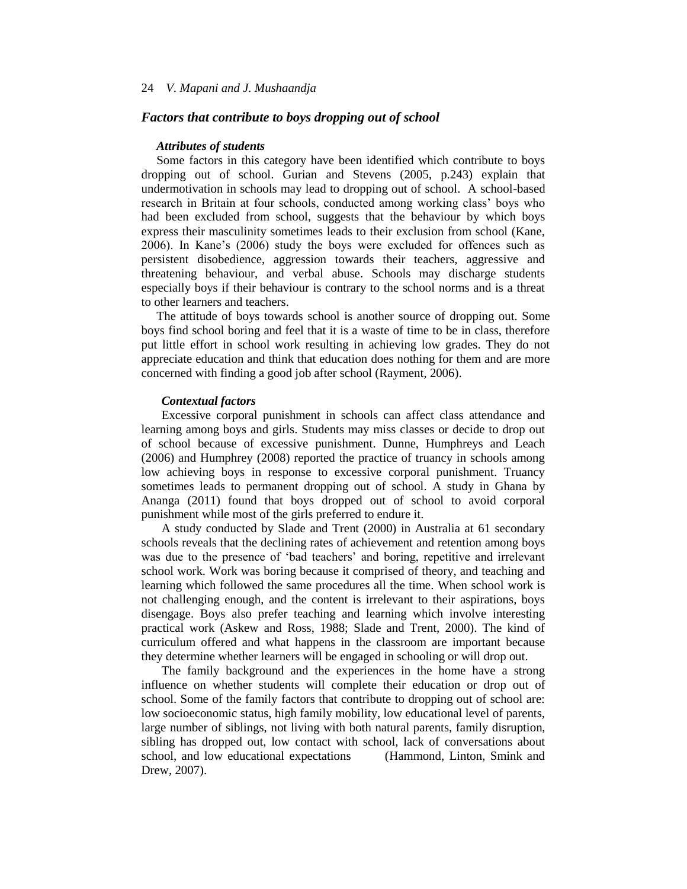### *Factors that contribute to boys dropping out of school*

#### *Attributes of students*

Some factors in this category have been identified which contribute to boys dropping out of school. Gurian and Stevens (2005, p.243) explain that undermotivation in schools may lead to dropping out of school. A school-based research in Britain at four schools, conducted among working class' boys who had been excluded from school, suggests that the behaviour by which boys express their masculinity sometimes leads to their exclusion from school (Kane, 2006). In Kane's (2006) study the boys were excluded for offences such as persistent disobedience, aggression towards their teachers, aggressive and threatening behaviour, and verbal abuse. Schools may discharge students especially boys if their behaviour is contrary to the school norms and is a threat to other learners and teachers.

The attitude of boys towards school is another source of dropping out. Some boys find school boring and feel that it is a waste of time to be in class, therefore put little effort in school work resulting in achieving low grades. They do not appreciate education and think that education does nothing for them and are more concerned with finding a good job after school (Rayment, 2006).

#### *Contextual factors*

Excessive corporal punishment in schools can affect class attendance and learning among boys and girls. Students may miss classes or decide to drop out of school because of excessive punishment. Dunne, Humphreys and Leach (2006) and Humphrey (2008) reported the practice of truancy in schools among low achieving boys in response to excessive corporal punishment. Truancy sometimes leads to permanent dropping out of school. A study in Ghana by Ananga (2011) found that boys dropped out of school to avoid corporal punishment while most of the girls preferred to endure it.

A study conducted by Slade and Trent (2000) in Australia at 61 secondary schools reveals that the declining rates of achievement and retention among boys was due to the presence of 'bad teachers' and boring, repetitive and irrelevant school work. Work was boring because it comprised of theory, and teaching and learning which followed the same procedures all the time. When school work is not challenging enough, and the content is irrelevant to their aspirations, boys disengage. Boys also prefer teaching and learning which involve interesting practical work (Askew and Ross, 1988; Slade and Trent, 2000). The kind of curriculum offered and what happens in the classroom are important because they determine whether learners will be engaged in schooling or will drop out.

The family background and the experiences in the home have a strong influence on whether students will complete their education or drop out of school. Some of the family factors that contribute to dropping out of school are: low socioeconomic status, high family mobility, low educational level of parents, large number of siblings, not living with both natural parents, family disruption, sibling has dropped out, low contact with school, lack of conversations about school, and low educational expectations (Hammond, Linton, Smink and Drew, 2007).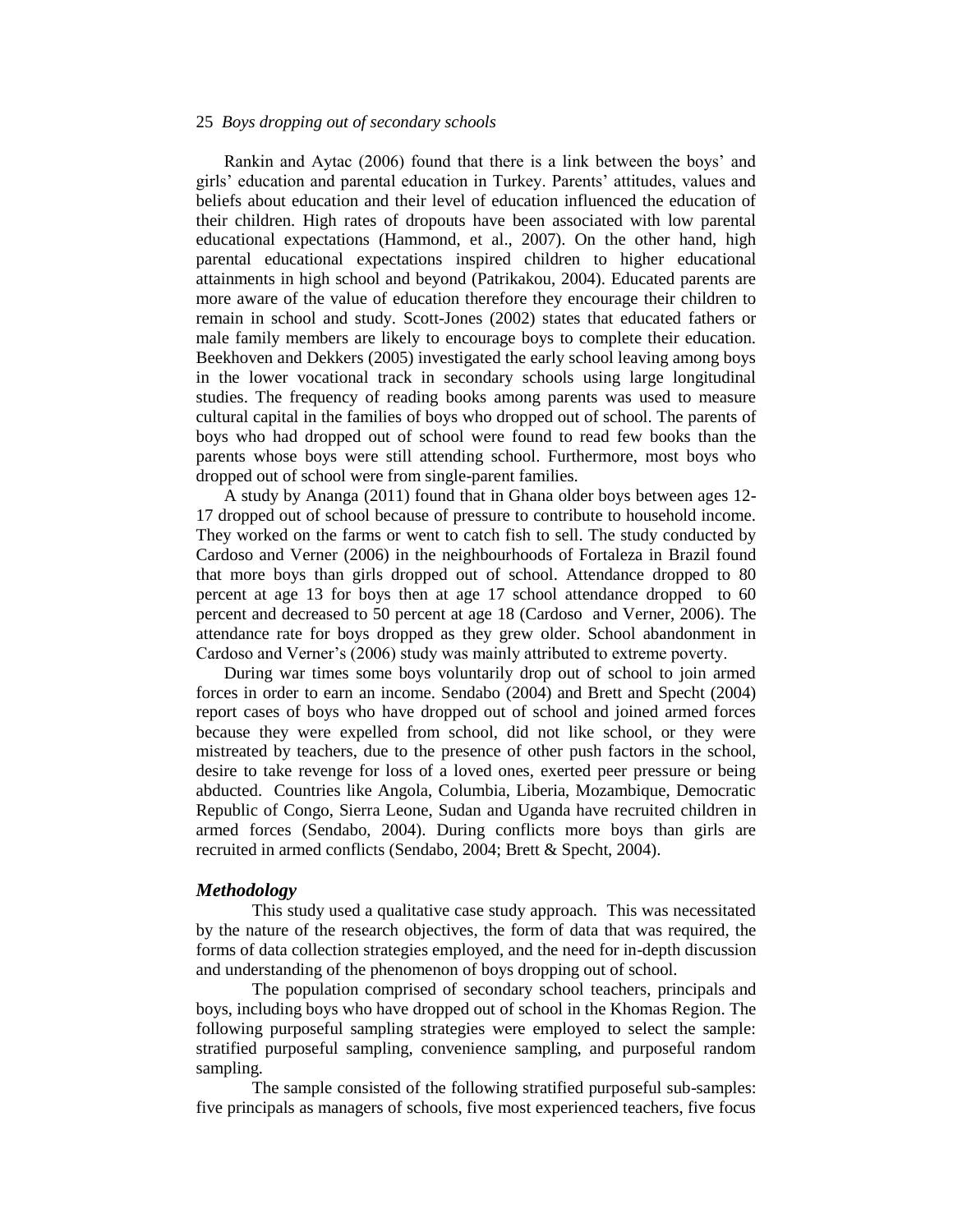Rankin and Aytac (2006) found that there is a link between the boys' and girls' education and parental education in Turkey. Parents' attitudes, values and beliefs about education and their level of education influenced the education of their children. High rates of dropouts have been associated with low parental educational expectations (Hammond, et al., 2007). On the other hand, high parental educational expectations inspired children to higher educational attainments in high school and beyond (Patrikakou, 2004). Educated parents are more aware of the value of education therefore they encourage their children to remain in school and study. Scott-Jones (2002) states that educated fathers or male family members are likely to encourage boys to complete their education. Beekhoven and Dekkers (2005) investigated the early school leaving among boys in the lower vocational track in secondary schools using large longitudinal studies. The frequency of reading books among parents was used to measure cultural capital in the families of boys who dropped out of school. The parents of boys who had dropped out of school were found to read few books than the parents whose boys were still attending school. Furthermore, most boys who dropped out of school were from single-parent families.

A study by Ananga (2011) found that in Ghana older boys between ages 12-17 dropped out of school because of pressure to contribute to household income. They worked on the farms or went to catch fish to sell. The study conducted by Cardoso and Verner (2006) in the neighbourhoods of Fortaleza in Brazil found that more boys than girls dropped out of school. Attendance dropped to 80 percent at age 13 for boys then at age 17 school attendance dropped to 60 percent and decreased to 50 percent at age 18 (Cardoso and Verner, 2006). The attendance rate for boys dropped as they grew older. School abandonment in Cardoso and Verner's (2006) study was mainly attributed to extreme poverty.

During war times some boys voluntarily drop out of school to join armed forces in order to earn an income. Sendabo (2004) and Brett and Specht (2004) report cases of boys who have dropped out of school and joined armed forces because they were expelled from school, did not like school, or they were mistreated by teachers, due to the presence of other push factors in the school, desire to take revenge for loss of a loved ones, exerted peer pressure or being abducted. Countries like Angola, Columbia, Liberia, Mozambique, Democratic Republic of Congo, Sierra Leone, Sudan and Uganda have recruited children in armed forces (Sendabo, 2004). During conflicts more boys than girls are recruited in armed conflicts (Sendabo, 2004; Brett & Specht, 2004).

### *Methodology*

This study used a qualitative case study approach. This was necessitated by the nature of the research objectives, the form of data that was required, the forms of data collection strategies employed, and the need for in-depth discussion and understanding of the phenomenon of boys dropping out of school.

The population comprised of secondary school teachers, principals and boys, including boys who have dropped out of school in the Khomas Region. The following purposeful sampling strategies were employed to select the sample: stratified purposeful sampling, convenience sampling, and purposeful random sampling.

The sample consisted of the following stratified purposeful sub-samples: five principals as managers of schools, five most experienced teachers, five focus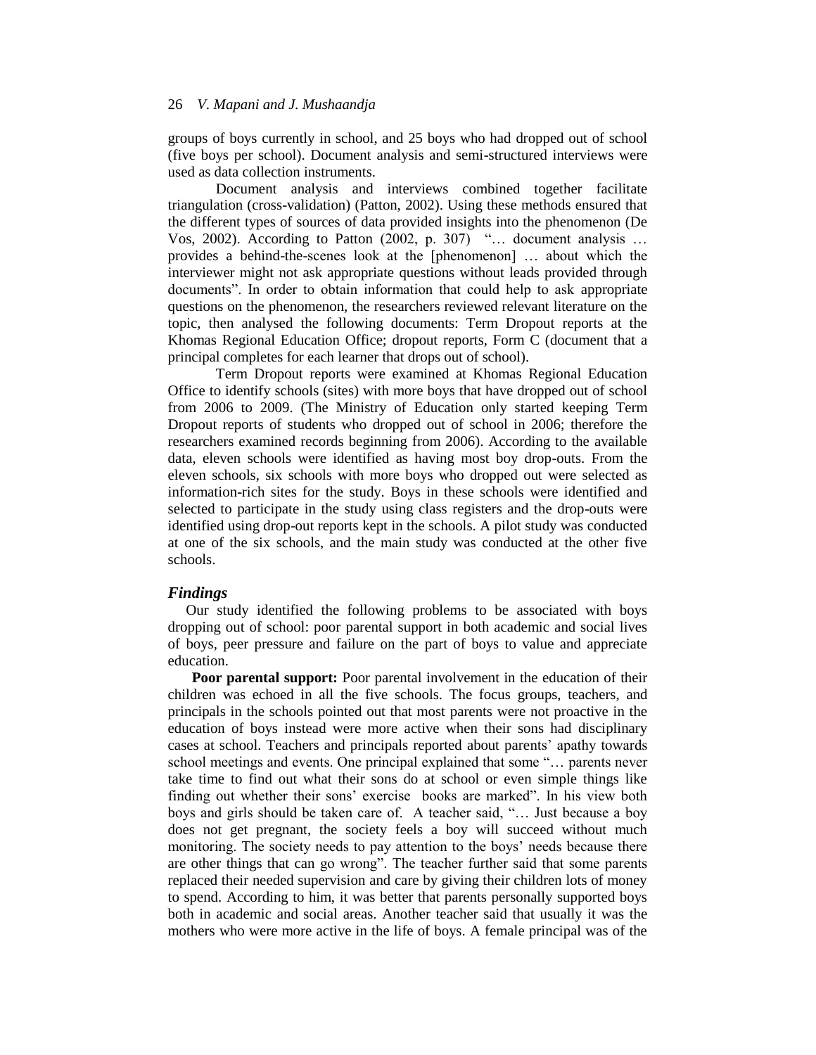groups of boys currently in school, and 25 boys who had dropped out of school (five boys per school). Document analysis and semi-structured interviews were used as data collection instruments.

Document analysis and interviews combined together facilitate triangulation (cross-validation) (Patton, 2002). Using these methods ensured that the different types of sources of data provided insights into the phenomenon (De Vos, 2002). According to Patton (2002, p. 307) "… document analysis … provides a behind-the-scenes look at the [phenomenon] … about which the interviewer might not ask appropriate questions without leads provided through documents". In order to obtain information that could help to ask appropriate questions on the phenomenon, the researchers reviewed relevant literature on the topic, then analysed the following documents: Term Dropout reports at the Khomas Regional Education Office; dropout reports, Form C (document that a principal completes for each learner that drops out of school).

Term Dropout reports were examined at Khomas Regional Education Office to identify schools (sites) with more boys that have dropped out of school from 2006 to 2009. (The Ministry of Education only started keeping Term Dropout reports of students who dropped out of school in 2006; therefore the researchers examined records beginning from 2006). According to the available data, eleven schools were identified as having most boy drop-outs. From the eleven schools, six schools with more boys who dropped out were selected as information-rich sites for the study. Boys in these schools were identified and selected to participate in the study using class registers and the drop-outs were identified using drop-out reports kept in the schools. A pilot study was conducted at one of the six schools, and the main study was conducted at the other five schools.

## *Findings*

Our study identified the following problems to be associated with boys dropping out of school: poor parental support in both academic and social lives of boys, peer pressure and failure on the part of boys to value and appreciate education.

**Poor parental support:** Poor parental involvement in the education of their children was echoed in all the five schools. The focus groups, teachers, and principals in the schools pointed out that most parents were not proactive in the education of boys instead were more active when their sons had disciplinary cases at school. Teachers and principals reported about parents' apathy towards school meetings and events. One principal explained that some "… parents never take time to find out what their sons do at school or even simple things like finding out whether their sons' exercise books are marked". In his view both boys and girls should be taken care of. A teacher said, "… Just because a boy does not get pregnant, the society feels a boy will succeed without much monitoring. The society needs to pay attention to the boys' needs because there are other things that can go wrong". The teacher further said that some parents replaced their needed supervision and care by giving their children lots of money to spend. According to him, it was better that parents personally supported boys both in academic and social areas. Another teacher said that usually it was the mothers who were more active in the life of boys. A female principal was of the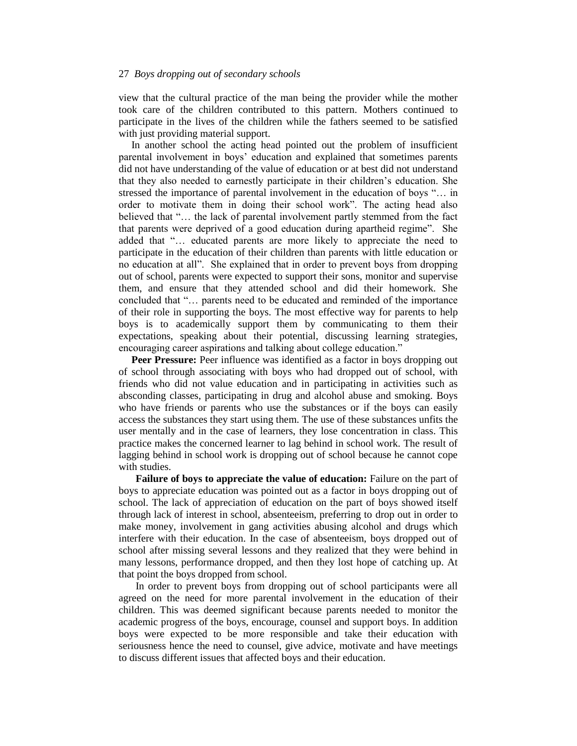view that the cultural practice of the man being the provider while the mother took care of the children contributed to this pattern. Mothers continued to participate in the lives of the children while the fathers seemed to be satisfied with just providing material support.

In another school the acting head pointed out the problem of insufficient parental involvement in boys' education and explained that sometimes parents did not have understanding of the value of education or at best did not understand that they also needed to earnestly participate in their children's education. She stressed the importance of parental involvement in the education of boys "… in order to motivate them in doing their school work". The acting head also believed that "… the lack of parental involvement partly stemmed from the fact that parents were deprived of a good education during apartheid regime". She added that "… educated parents are more likely to appreciate the need to participate in the education of their children than parents with little education or no education at all". She explained that in order to prevent boys from dropping out of school, parents were expected to support their sons, monitor and supervise them, and ensure that they attended school and did their homework. She concluded that "… parents need to be educated and reminded of the importance of their role in supporting the boys. The most effective way for parents to help boys is to academically support them by communicating to them their expectations, speaking about their potential, discussing learning strategies, encouraging career aspirations and talking about college education."

**Peer Pressure:** Peer influence was identified as a factor in boys dropping out of school through associating with boys who had dropped out of school, with friends who did not value education and in participating in activities such as absconding classes, participating in drug and alcohol abuse and smoking. Boys who have friends or parents who use the substances or if the boys can easily access the substances they start using them. The use of these substances unfits the user mentally and in the case of learners, they lose concentration in class. This practice makes the concerned learner to lag behind in school work. The result of lagging behind in school work is dropping out of school because he cannot cope with studies.

**Failure of boys to appreciate the value of education:** Failure on the part of boys to appreciate education was pointed out as a factor in boys dropping out of school. The lack of appreciation of education on the part of boys showed itself through lack of interest in school, absenteeism, preferring to drop out in order to make money, involvement in gang activities abusing alcohol and drugs which interfere with their education. In the case of absenteeism, boys dropped out of school after missing several lessons and they realized that they were behind in many lessons, performance dropped, and then they lost hope of catching up. At that point the boys dropped from school.

In order to prevent boys from dropping out of school participants were all agreed on the need for more parental involvement in the education of their children. This was deemed significant because parents needed to monitor the academic progress of the boys, encourage, counsel and support boys. In addition boys were expected to be more responsible and take their education with seriousness hence the need to counsel, give advice, motivate and have meetings to discuss different issues that affected boys and their education.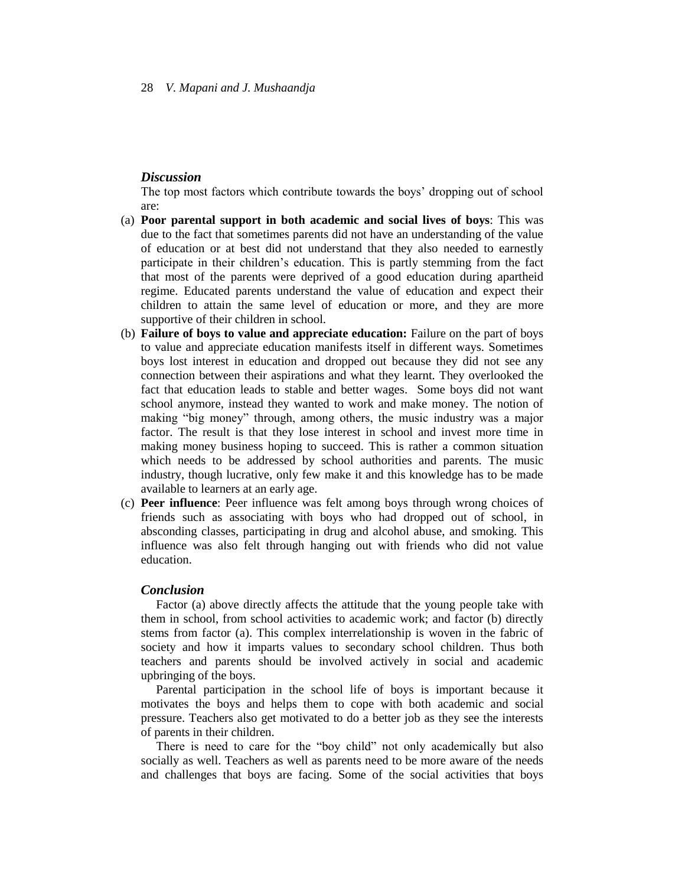### *Discussion*

The top most factors which contribute towards the boys' dropping out of school are:

(a) **Poor parental support in both academic and social lives of boys**: This was due to the fact that sometimes parents did not have an understanding of the value of education or at best did not understand that they also needed to earnestly participate in their children's education. This is partly stemming from the fact that most of the parents were deprived of a good education during apartheid regime. Educated parents understand the value of education and expect their children to attain the same level of education or more, and they are more supportive of their children in school.

(b) **Failure of boys to value and appreciate education:** Failure on the part of boys to value and appreciate education manifests itself in different ways. Sometimes boys lost interest in education and dropped out because they did not see any connection between their aspirations and what they learnt. They overlooked the fact that education leads to stable and better wages. Some boys did not want school anymore, instead they wanted to work and make money. The notion of making "big money" through, among others, the music industry was a major factor. The result is that they lose interest in school and invest more time in making money business hoping to succeed. This is rather a common situation which needs to be addressed by school authorities and parents. The music industry, though lucrative, only few make it and this knowledge has to be made available to learners at an early age.

(c) **Peer influence**: Peer influence was felt among boys through wrong choices of friends such as associating with boys who had dropped out of school, in absconding classes, participating in drug and alcohol abuse, and smoking. This influence was also felt through hanging out with friends who did not value education.

### *Conclusion*

Factor (a) above directly affects the attitude that the young people take with them in school, from school activities to academic work; and factor (b) directly stems from factor (a). This complex interrelationship is woven in the fabric of society and how it imparts values to secondary school children. Thus both teachers and parents should be involved actively in social and academic upbringing of the boys.

Parental participation in the school life of boys is important because it motivates the boys and helps them to cope with both academic and social pressure. Teachers also get motivated to do a better job as they see the interests of parents in their children.

There is need to care for the "boy child" not only academically but also socially as well. Teachers as well as parents need to be more aware of the needs and challenges that boys are facing. Some of the social activities that boys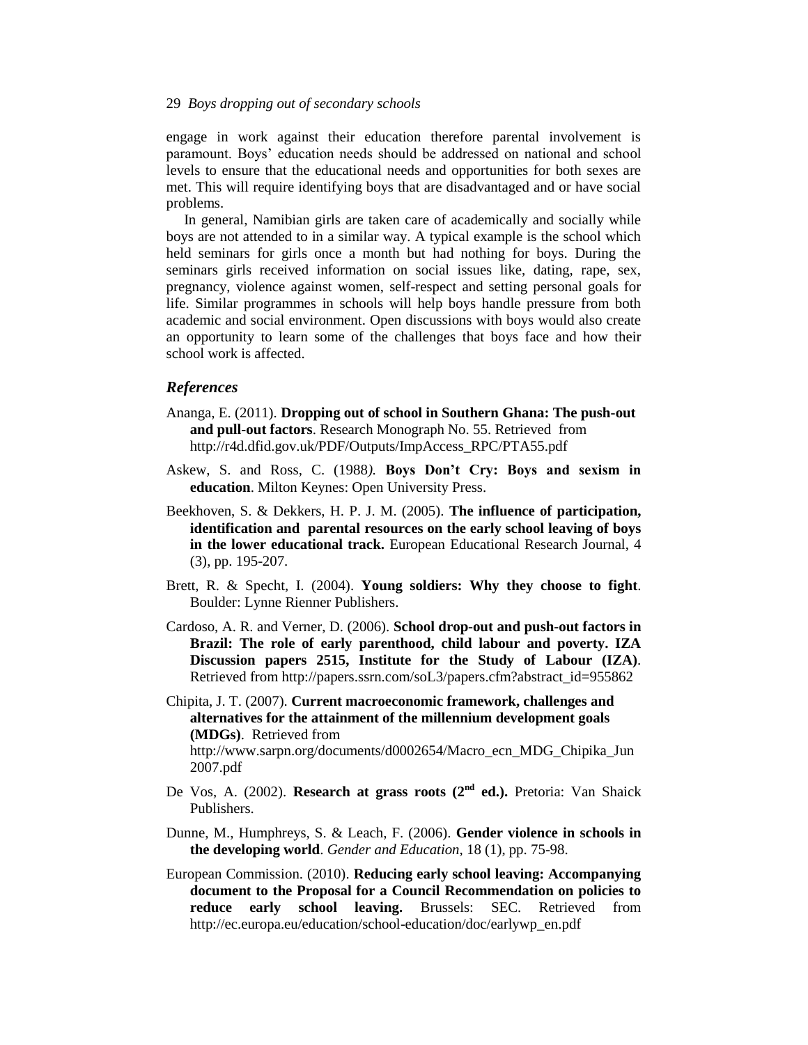engage in work against their education therefore parental involvement is paramount. Boys' education needs should be addressed on national and school levels to ensure that the educational needs and opportunities for both sexes are met. This will require identifying boys that are disadvantaged and or have social problems.

In general, Namibian girls are taken care of academically and socially while boys are not attended to in a similar way. A typical example is the school which held seminars for girls once a month but had nothing for boys. During the seminars girls received information on social issues like, dating, rape, sex, pregnancy, violence against women, self-respect and setting personal goals for life. Similar programmes in schools will help boys handle pressure from both academic and social environment. Open discussions with boys would also create an opportunity to learn some of the challenges that boys face and how their school work is affected.

### *References*

Ananga, E. (2011). **Dropping out of school in Southern Ghana: The push-out and pull-out factors**. Research Monograph No. 55. Retrieved from http://r4d.dfid.gov.uk/PDF/Outputs/ImpAccess_RPC/PTA55.pdf

Askew, S. and Ross, C. (1988*).* **Boys Don't Cry: Boys and sexism in education**. Milton Keynes: Open University Press.

Beekhoven, S. & Dekkers, H. P. J. M. (2005). **The influence of participation, identification and parental resources on the early school leaving of boys in the lower educational track.** European Educational Research Journal, 4 (3), pp. 195-207.

Brett, R. & Specht, I. (2004). **Young soldiers: Why they choose to fight**. Boulder: Lynne Rienner Publishers.

Cardoso, A. R. and Verner, D. (2006). **School drop-out and push-out factors in Brazil: The role of early parenthood, child labour and poverty. IZA Discussion papers 2515, Institute for the Study of Labour (IZA)**. Retrieved from http://papers.ssrn.com/soL3/papers.cfm?abstract_id=955862

Chipita, J. T. (2007). **Current macroeconomic framework, challenges and alternatives for the attainment of the millennium development goals (MDGs)**. Retrieved from http://www.sarpn.org/documents/d0002654/Macro_ecn_MDG_Chipika_Jun2007.pdf

De Vos, A. (2002). **Research at grass roots (2nd ed.).** Pretoria: Van Shaick Publishers.

Dunne, M., Humphreys, S. & Leach, F. (2006). **Gender violence in schools in the developing world**. *Gender and Education*, 18 (1), pp. 75-98.

European Commission. (2010). **Reducing early school leaving: Accompanying document to the Proposal for a Council Recommendation on policies to reduce early school leaving.** Brussels: SEC. Retrieved from http://ec.europa.eu/education/school-education/doc/earlywp_en.pdf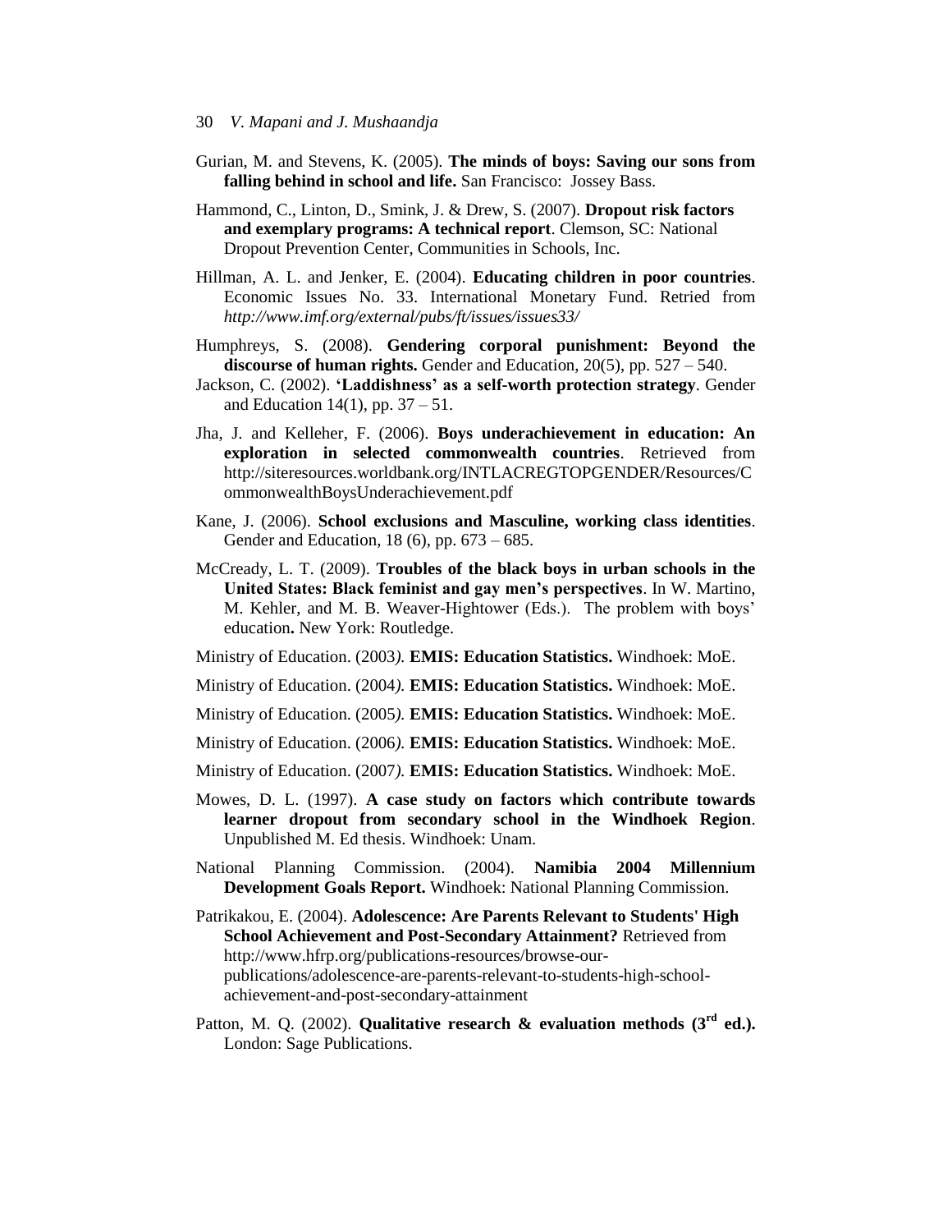Gurian, M. and Stevens, K. (2005). **The minds of boys: Saving our sons from falling behind in school and life.** San Francisco: Jossey Bass.

Hammond, C., Linton, D., Smink, J. & Drew, S. (2007). **Dropout risk factors and exemplary programs: A technical report**. Clemson, SC: National Dropout Prevention Center, Communities in Schools, Inc.

Hillman, A. L. and Jenker, E. (2004). **Educating children in poor countries**. Economic Issues No. 33. International Monetary Fund. Retried from *http://www.imf.org/external/pubs/ft/issues/issues33/*

Humphreys, S. (2008). **Gendering corporal punishment: Beyond the discourse of human rights.** Gender and Education, 20(5), pp. 527 – 540.

Jackson, C. (2002). **'Laddishness' as a self-worth protection strategy**. Gender and Education 14(1), pp. 37 – 51.

Jha, J. and Kelleher, F. (2006). **Boys underachievement in education: An exploration in selected commonwealth countries**. Retrieved from http://siteresources.worldbank.org/INTLACREGTOPGENDER/Resources/CommonwealthBoysUnderachievement.pdf

Kane, J. (2006). **School exclusions and Masculine, working class identities**. Gender and Education, 18 (6), pp. 673 – 685.

McCready, L. T. (2009). **Troubles of the black boys in urban schools in the United States: Black feminist and gay men's perspectives**. In W. Martino, M. Kehler, and M. B. Weaver-Hightower (Eds.). The problem with boys' education**.** New York: Routledge.

Ministry of Education. (2003*).* **EMIS: Education Statistics.** Windhoek: MoE.

Ministry of Education. (2004*).* **EMIS: Education Statistics.** Windhoek: MoE.

Ministry of Education. (2005*).* **EMIS: Education Statistics.** Windhoek: MoE.

Ministry of Education. (2006*).* **EMIS: Education Statistics.** Windhoek: MoE.

Ministry of Education. (2007*).* **EMIS: Education Statistics.** Windhoek: MoE.

Mowes, D. L. (1997). **A case study on factors which contribute towards learner dropout from secondary school in the Windhoek Region**. Unpublished M. Ed thesis. Windhoek: Unam.

National Planning Commission. (2004). **Namibia 2004 Millennium Development Goals Report.** Windhoek: National Planning Commission.

Patrikakou, E. (2004). **Adolescence: Are Parents Relevant to Students' High School Achievement and Post-Secondary Attainment?** Retrieved from http://www.hfrp.org/publications-resources/browse-our-publications/adolescence-are-parents-relevant-to-students-high-school-achievement-and-post-secondary-attainment

Patton, M. Q. (2002). **Qualitative research & evaluation methods (3rd ed.).** London: Sage Publications.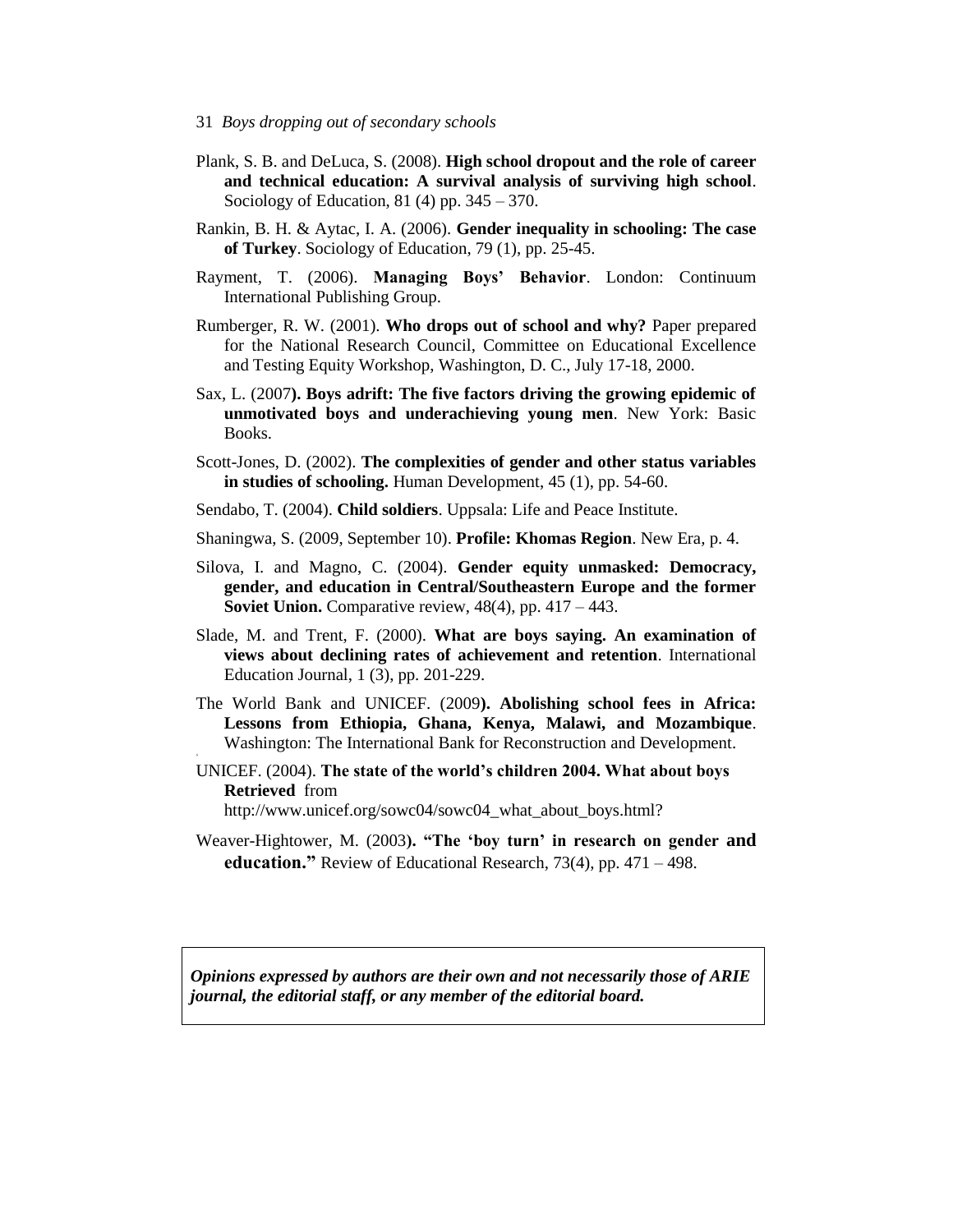Plank, S. B. and DeLuca, S. (2008). **High school dropout and the role of career and technical education: A survival analysis of surviving high school**. Sociology of Education, 81 (4) pp. 345 – 370.

Rankin, B. H. & Aytac, I. A. (2006). **Gender inequality in schooling: The case of Turkey**. Sociology of Education, 79 (1), pp. 25-45.

Rayment, T. (2006). **Managing Boys' Behavior**. London: Continuum International Publishing Group.

Rumberger, R. W. (2001). **Who drops out of school and why?** Paper prepared for the National Research Council, Committee on Educational Excellence and Testing Equity Workshop, Washington, D. C., July 17-18, 2000.

Sax, L. (2007**). Boys adrift: The five factors driving the growing epidemic of unmotivated boys and underachieving young men**. New York: Basic Books.

Scott-Jones, D. (2002). **The complexities of gender and other status variables in studies of schooling.** Human Development, 45 (1), pp. 54-60.

Sendabo, T. (2004). **Child soldiers**. Uppsala: Life and Peace Institute.

Shaningwa, S. (2009, September 10). **Profile: Khomas Region**. New Era, p. 4.

Silova, I. and Magno, C. (2004). **Gender equity unmasked: Democracy, gender, and education in Central/Southeastern Europe and the former Soviet Union.** Comparative review, 48(4), pp. 417 – 443.

Slade, M. and Trent, F. (2000). **What are boys saying. An examination of views about declining rates of achievement and retention**. International Education Journal, 1 (3), pp. 201-229.

The World Bank and UNICEF. (2009**). Abolishing school fees in Africa: Lessons from Ethiopia, Ghana, Kenya, Malawi, and Mozambique**. Washington: The International Bank for Reconstruction and Development.

UNICEF. (2004). **The state of the world's children 2004. What about boys Retrieved** from http://www.unicef.org/sowc04/sowc04_what_about_boys.html?

Weaver-Hightower, M. (2003**). "The 'boy turn' in research on gender and education."** Review of Educational Research, 73(4), pp. 471 – 498.

***Opinions expressed by authors are their own and not necessarily those of ARIE journal, the editorial staff, or any member of the editorial board.***